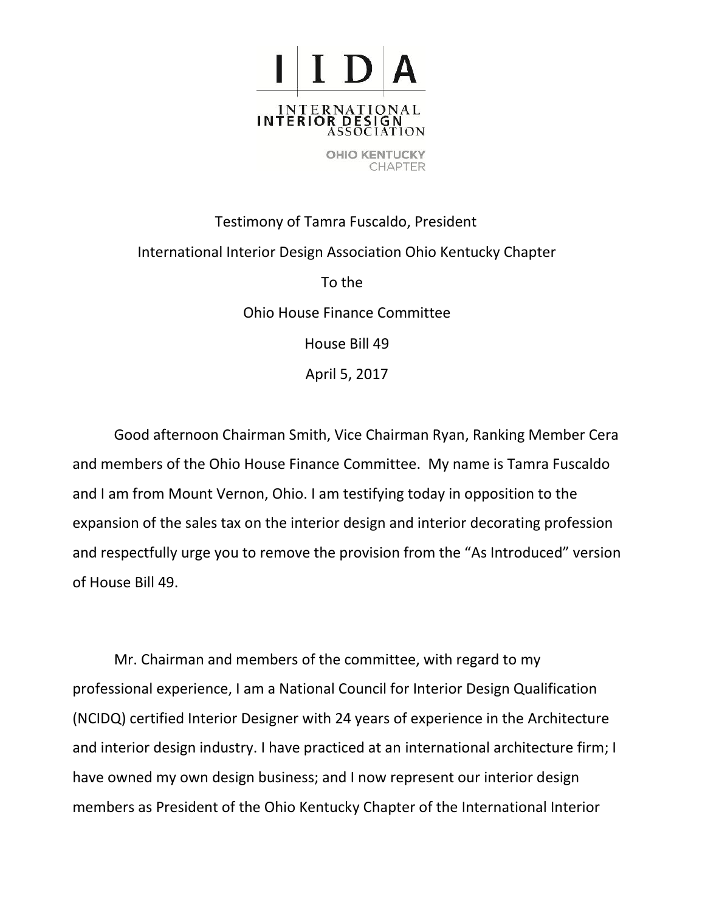I|I|D|A

INTERNATIONAL
INTERIOR DESIGN
ASSOCIATION

OHIO KENTUCKY
CHAPTER

Testimony of Tamra Fuscaldo, President

International Interior Design Association Ohio Kentucky Chapter

To the

Ohio House Finance Committee

House Bill 49

April 5, 2017

Good afternoon Chairman Smith, Vice Chairman Ryan, Ranking Member Cera and members of the Ohio House Finance Committee. My name is Tamra Fuscaldo and I am from Mount Vernon, Ohio. I am testifying today in opposition to the expansion of the sales tax on the interior design and interior decorating profession and respectfully urge you to remove the provision from the "As Introduced" version of House Bill 49.

Mr. Chairman and members of the committee, with regard to my professional experience, I am a National Council for Interior Design Qualification (NCIDQ) certified Interior Designer with 24 years of experience in the Architecture and interior design industry. I have practiced at an international architecture firm; I have owned my own design business; and I now represent our interior design members as President of the Ohio Kentucky Chapter of the International Interior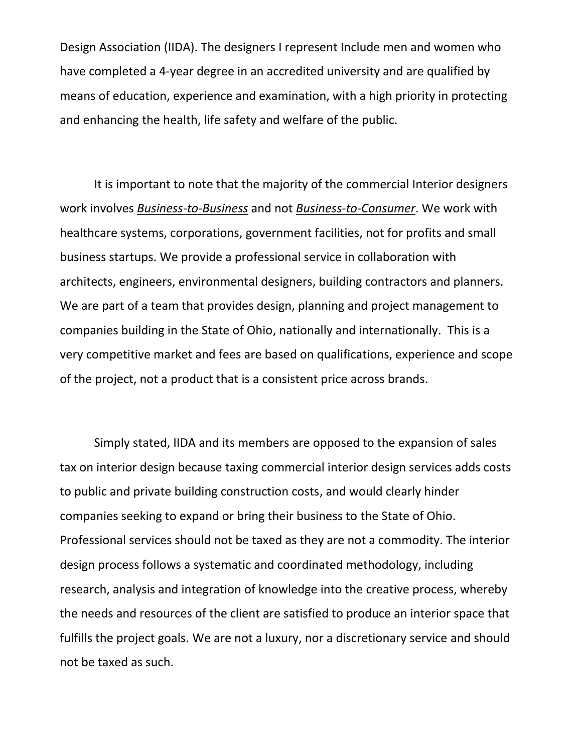Design Association (IIDA). The designers I represent Include men and women who have completed a 4-year degree in an accredited university and are qualified by means of education, experience and examination, with a high priority in protecting and enhancing the health, life safety and welfare of the public.

It is important to note that the majority of the commercial Interior designers work involves ***Business-to-Business*** and not ***Business-to-Consumer***. We work with healthcare systems, corporations, government facilities, not for profits and small business startups. We provide a professional service in collaboration with architects, engineers, environmental designers, building contractors and planners. We are part of a team that provides design, planning and project management to companies building in the State of Ohio, nationally and internationally. This is a very competitive market and fees are based on qualifications, experience and scope of the project, not a product that is a consistent price across brands.

Simply stated, IIDA and its members are opposed to the expansion of sales tax on interior design because taxing commercial interior design services adds costs to public and private building construction costs, and would clearly hinder companies seeking to expand or bring their business to the State of Ohio. Professional services should not be taxed as they are not a commodity. The interior design process follows a systematic and coordinated methodology, including research, analysis and integration of knowledge into the creative process, whereby the needs and resources of the client are satisfied to produce an interior space that fulfills the project goals. We are not a luxury, nor a discretionary service and should not be taxed as such.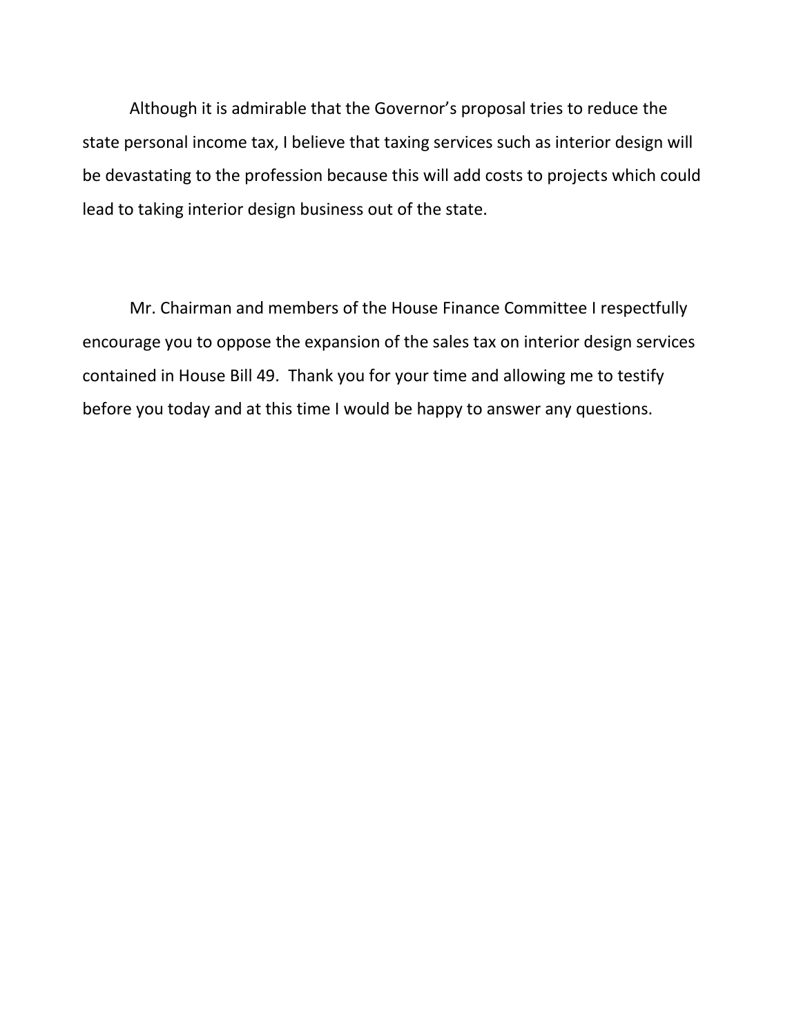Although it is admirable that the Governor's proposal tries to reduce the state personal income tax, I believe that taxing services such as interior design will be devastating to the profession because this will add costs to projects which could lead to taking interior design business out of the state.

Mr. Chairman and members of the House Finance Committee I respectfully encourage you to oppose the expansion of the sales tax on interior design services contained in House Bill 49. Thank you for your time and allowing me to testify before you today and at this time I would be happy to answer any questions.